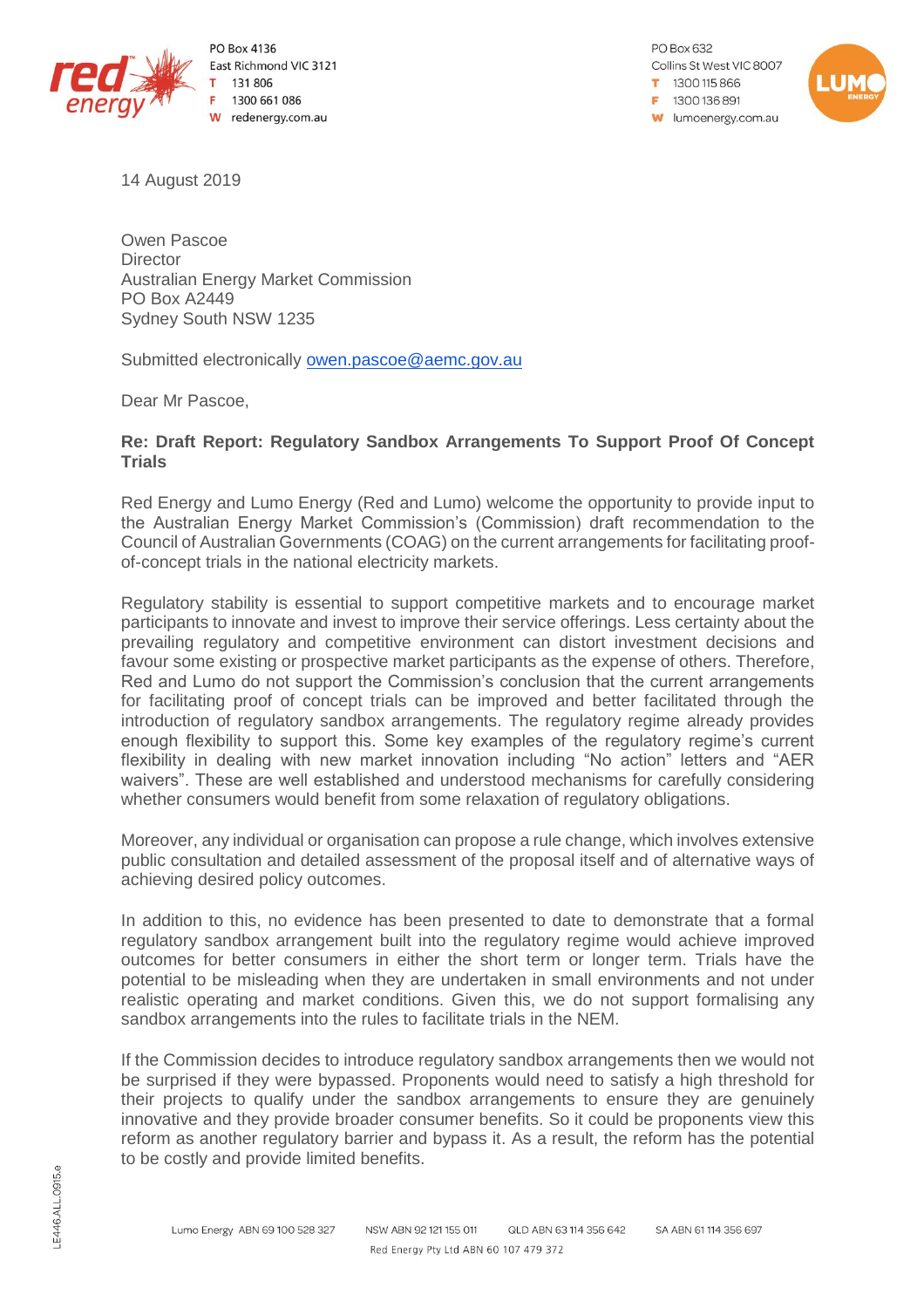PO Box 4136
East Richmond VIC 3121
T 131 806
F 1300 661 086
W redenergy.com.au

PO Box 632
Collins St West VIC 8007
T 1300 115 866
F 1300 136 891
W lumoenergy.com.au

14 August 2019

Owen Pascoe
Director
Australian Energy Market Commission
PO Box A2449
Sydney South NSW 1235

Submitted electronically owen.pascoe@aemc.gov.au

Dear Mr Pascoe,

**Re: Draft Report: Regulatory Sandbox Arrangements To Support Proof Of Concept Trials**

Red Energy and Lumo Energy (Red and Lumo) welcome the opportunity to provide input to the Australian Energy Market Commission's (Commission) draft recommendation to the Council of Australian Governments (COAG) on the current arrangements for facilitating proof-of-concept trials in the national electricity markets.

Regulatory stability is essential to support competitive markets and to encourage market participants to innovate and invest to improve their service offerings. Less certainty about the prevailing regulatory and competitive environment can distort investment decisions and favour some existing or prospective market participants as the expense of others. Therefore, Red and Lumo do not support the Commission's conclusion that the current arrangements for facilitating proof of concept trials can be improved and better facilitated through the introduction of regulatory sandbox arrangements. The regulatory regime already provides enough flexibility to support this. Some key examples of the regulatory regime's current flexibility in dealing with new market innovation including "No action" letters and "AER waivers". These are well established and understood mechanisms for carefully considering whether consumers would benefit from some relaxation of regulatory obligations.

Moreover, any individual or organisation can propose a rule change, which involves extensive public consultation and detailed assessment of the proposal itself and of alternative ways of achieving desired policy outcomes.

In addition to this, no evidence has been presented to date to demonstrate that a formal regulatory sandbox arrangement built into the regulatory regime would achieve improved outcomes for better consumers in either the short term or longer term. Trials have the potential to be misleading when they are undertaken in small environments and not under realistic operating and market conditions. Given this, we do not support formalising any sandbox arrangements into the rules to facilitate trials in the NEM.

If the Commission decides to introduce regulatory sandbox arrangements then we would not be surprised if they were bypassed. Proponents would need to satisfy a high threshold for their projects to qualify under the sandbox arrangements to ensure they are genuinely innovative and they provide broader consumer benefits. So it could be proponents view this reform as another regulatory barrier and bypass it. As a result, the reform has the potential to be costly and provide limited benefits.

Lumo Energy ABN 69 100 528 327 NSW ABN 92 121 155 011 QLD ABN 63 114 356 642 SA ABN 61 114 356 697
Red Energy Pty Ltd ABN 60 107 479 372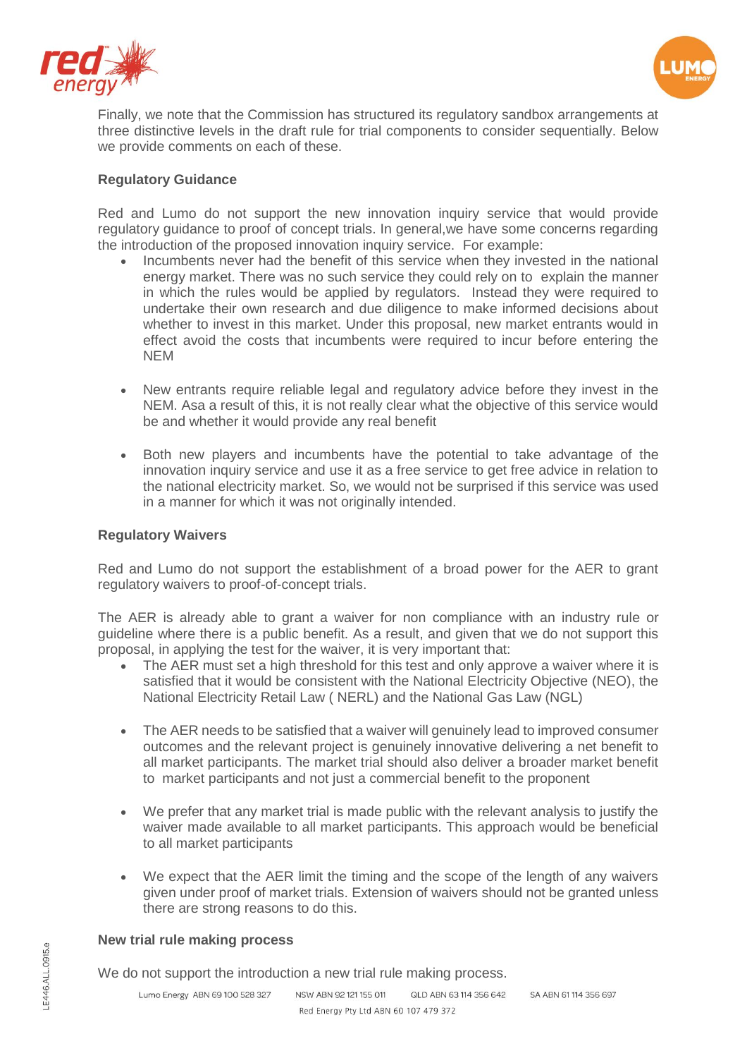Finally, we note that the Commission has structured its regulatory sandbox arrangements at three distinctive levels in the draft rule for trial components to consider sequentially. Below we provide comments on each of these.

**Regulatory Guidance**

Red and Lumo do not support the new innovation inquiry service that would provide regulatory guidance to proof of concept trials. In general,we have some concerns regarding the introduction of the proposed innovation inquiry service. For example:

- Incumbents never had the benefit of this service when they invested in the national energy market. There was no such service they could rely on to explain the manner in which the rules would be applied by regulators. Instead they were required to undertake their own research and due diligence to make informed decisions about whether to invest in this market. Under this proposal, new market entrants would in effect avoid the costs that incumbents were required to incur before entering the NEM

- New entrants require reliable legal and regulatory advice before they invest in the NEM. Asa a result of this, it is not really clear what the objective of this service would be and whether it would provide any real benefit

- Both new players and incumbents have the potential to take advantage of the innovation inquiry service and use it as a free service to get free advice in relation to the national electricity market. So, we would not be surprised if this service was used in a manner for which it was not originally intended.

**Regulatory Waivers**

Red and Lumo do not support the establishment of a broad power for the AER to grant regulatory waivers to proof-of-concept trials.

The AER is already able to grant a waiver for non compliance with an industry rule or guideline where there is a public benefit. As a result, and given that we do not support this proposal, in applying the test for the waiver, it is very important that:

- The AER must set a high threshold for this test and only approve a waiver where it is satisfied that it would be consistent with the National Electricity Objective (NEO), the National Electricity Retail Law ( NERL) and the National Gas Law (NGL)

- The AER needs to be satisfied that a waiver will genuinely lead to improved consumer outcomes and the relevant project is genuinely innovative delivering a net benefit to all market participants. The market trial should also deliver a broader market benefit to market participants and not just a commercial benefit to the proponent

- We prefer that any market trial is made public with the relevant analysis to justify the waiver made available to all market participants. This approach would be beneficial to all market participants

- We expect that the AER limit the timing and the scope of the length of any waivers given under proof of market trials. Extension of waivers should not be granted unless there are strong reasons to do this.

**New trial rule making process**

We do not support the introduction a new trial rule making process.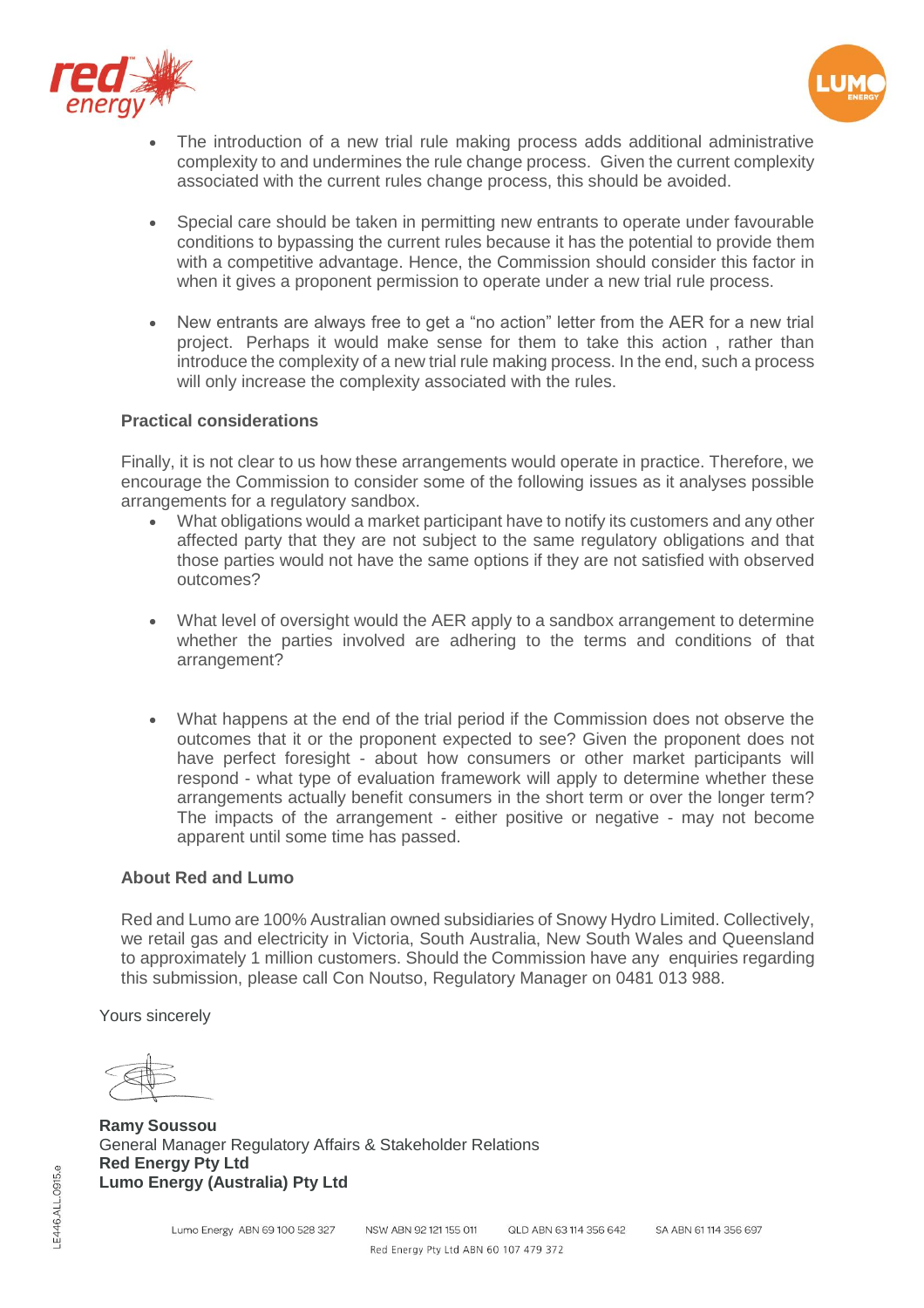- The introduction of a new trial rule making process adds additional administrative complexity to and undermines the rule change process. Given the current complexity associated with the current rules change process, this should be avoided.

- Special care should be taken in permitting new entrants to operate under favourable conditions to bypassing the current rules because it has the potential to provide them with a competitive advantage. Hence, the Commission should consider this factor in when it gives a proponent permission to operate under a new trial rule process.

- New entrants are always free to get a "no action" letter from the AER for a new trial project. Perhaps it would make sense for them to take this action , rather than introduce the complexity of a new trial rule making process. In the end, such a process will only increase the complexity associated with the rules.

**Practical considerations**

Finally, it is not clear to us how these arrangements would operate in practice. Therefore, we encourage the Commission to consider some of the following issues as it analyses possible arrangements for a regulatory sandbox.

- What obligations would a market participant have to notify its customers and any other affected party that they are not subject to the same regulatory obligations and that those parties would not have the same options if they are not satisfied with observed outcomes?

- What level of oversight would the AER apply to a sandbox arrangement to determine whether the parties involved are adhering to the terms and conditions of that arrangement?

- What happens at the end of the trial period if the Commission does not observe the outcomes that it or the proponent expected to see? Given the proponent does not have perfect foresight - about how consumers or other market participants will respond - what type of evaluation framework will apply to determine whether these arrangements actually benefit consumers in the short term or over the longer term? The impacts of the arrangement - either positive or negative - may not become apparent until some time has passed.

**About Red and Lumo**

Red and Lumo are 100% Australian owned subsidiaries of Snowy Hydro Limited. Collectively, we retail gas and electricity in Victoria, South Australia, New South Wales and Queensland to approximately 1 million customers. Should the Commission have any enquiries regarding this submission, please call Con Noutso, Regulatory Manager on 0481 013 988.

Yours sincerely

**Ramy Soussou**
General Manager Regulatory Affairs & Stakeholder Relations
**Red Energy Pty Ltd**
**Lumo Energy (Australia) Pty Ltd**

LE446.ALL.0915.e

Lumo Energy ABN 69 100 528 327 NSW ABN 92 121 155 011 QLD ABN 63 114 356 642 SA ABN 61 114 356 697
Red Energy Pty Ltd ABN 60 107 479 372